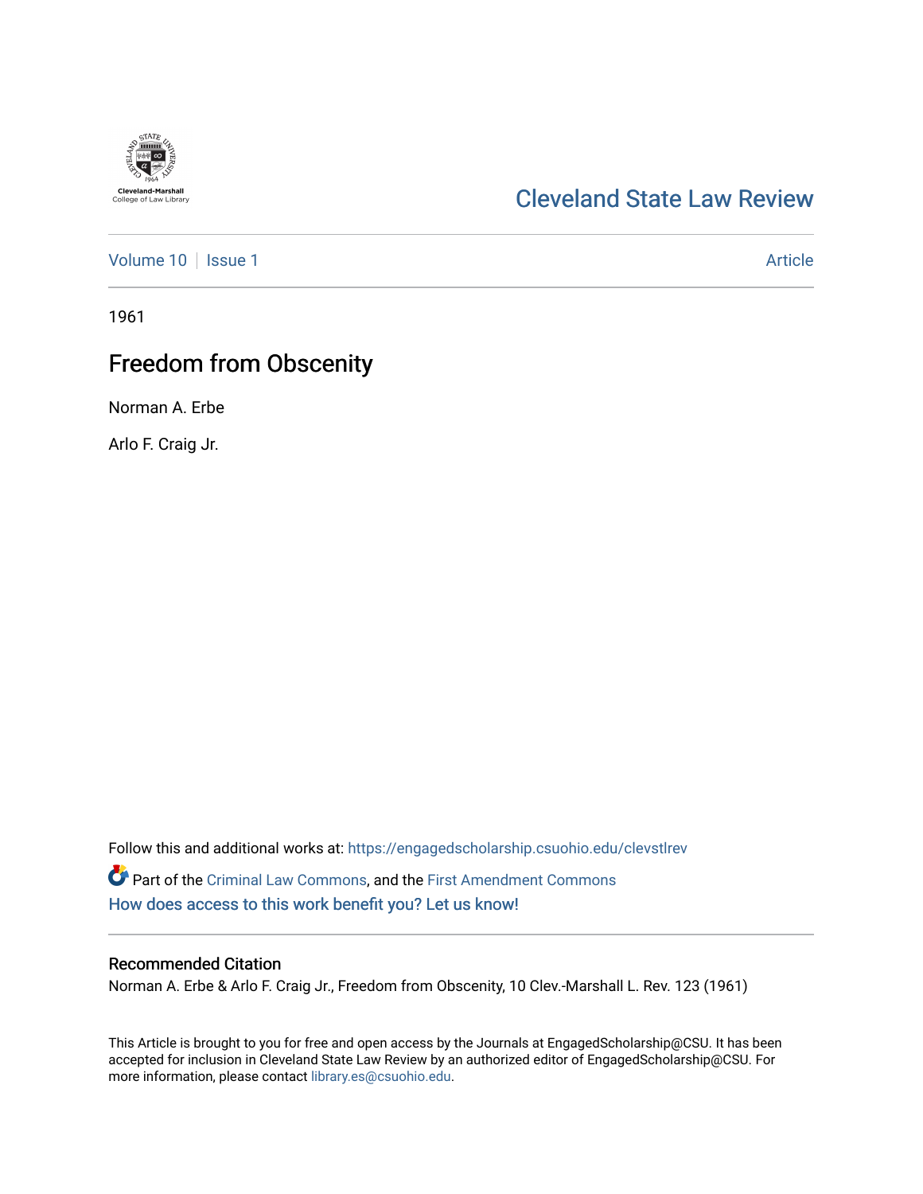Cleveland State Law Review

Volume 10 | Issue 1 | Article

1961

# Freedom from Obscenity

Norman A. Erbe

Arlo F. Craig Jr.

Follow this and additional works at: https://engagedscholarship.csuohio.edu/clevstlrev

Part of the Criminal Law Commons, and the First Amendment Commons

How does access to this work benefit you? Let us know!

## Recommended Citation

Norman A. Erbe & Arlo F. Craig Jr., Freedom from Obscenity, 10 Clev.-Marshall L. Rev. 123 (1961)

This Article is brought to you for free and open access by the Journals at EngagedScholarship@CSU. It has been accepted for inclusion in Cleveland State Law Review by an authorized editor of EngagedScholarship@CSU. For more information, please contact library.es@csuohio.edu.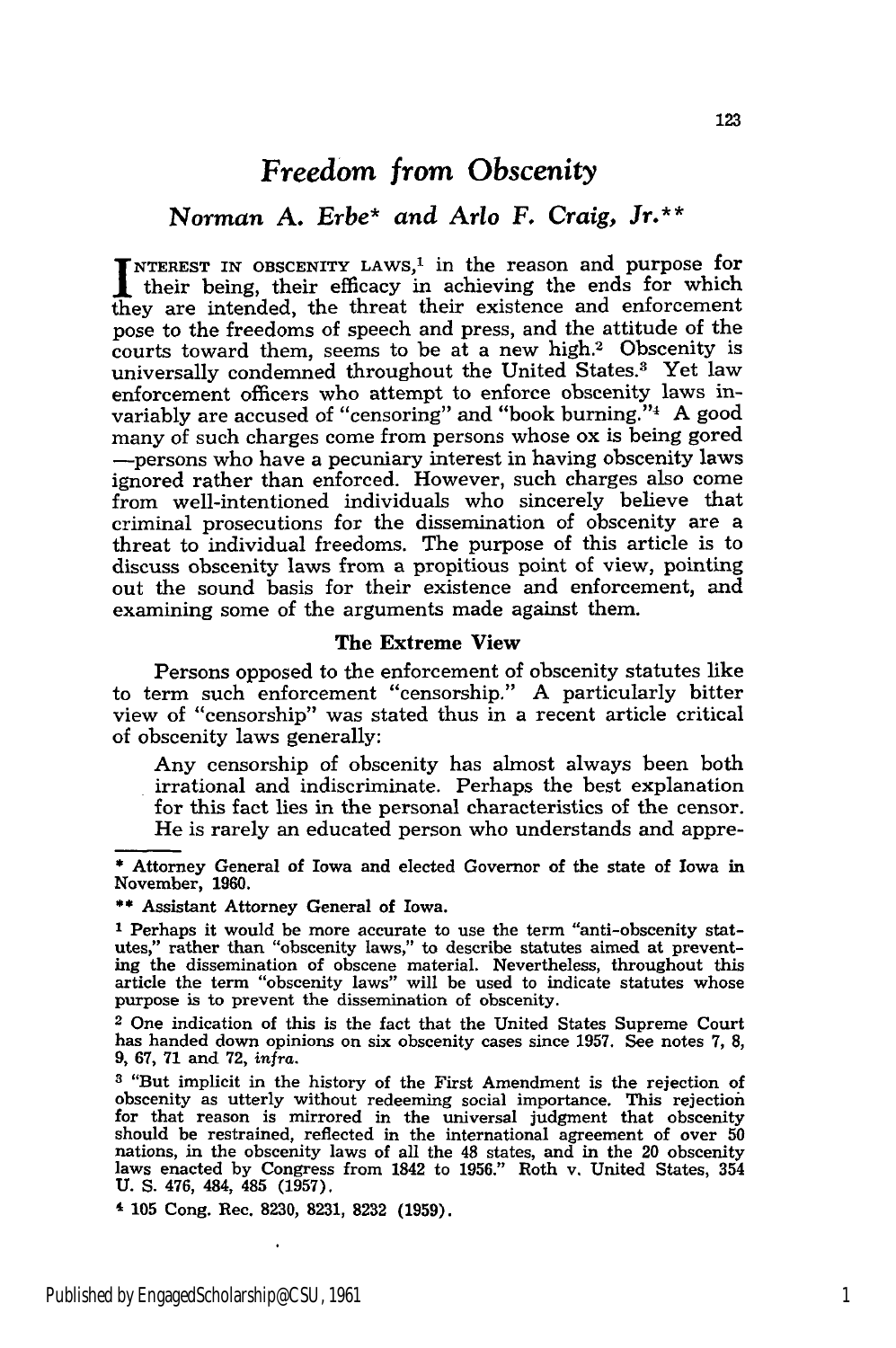# *Freedom from Obscenity*

## *Norman A. Erbe\* and Arlo F. Craig, Jr.\*\**

INTEREST IN OBSCENITY LAWS,[1] in the reason and purpose for their being, their efficacy in achieving the ends for which they are intended, the threat their existence and enforcement pose to the freedoms of speech and press, and the attitude of the courts toward them, seems to be at a new high.[2] Obscenity is universally condemned throughout the United States.[3] Yet law enforcement officers who attempt to enforce obscenity laws invariably are accused of "censoring" and "book burning."[4] A good many of such charges come from persons whose ox is being gored —persons who have a pecuniary interest in having obscenity laws ignored rather than enforced. However, such charges also come from well-intentioned individuals who sincerely believe that criminal prosecutions for the dissemination of obscenity are a threat to individual freedoms. The purpose of this article is to discuss obscenity laws from a propitious point of view, pointing out the sound basis for their existence and enforcement, and examining some of the arguments made against them.

### The Extreme View

Persons opposed to the enforcement of obscenity statutes like to term such enforcement "censorship." A particularly bitter view of "censorship" was stated thus in a recent article critical of obscenity laws generally:

> Any censorship of obscenity has almost always been both irrational and indiscriminate. Perhaps the best explanation for this fact lies in the personal characteristics of the censor. He is rarely an educated person who understands and appre-

---

\* Attorney General of Iowa and elected Governor of the state of Iowa in November, 1960.

\*\* Assistant Attorney General of Iowa.

[1] Perhaps it would be more accurate to use the term "anti-obscenity statutes," rather than "obscenity laws," to describe statutes aimed at preventing the dissemination of obscene material. Nevertheless, throughout this article the term "obscenity laws" will be used to indicate statutes whose purpose is to prevent the dissemination of obscenity.

[2] One indication of this is the fact that the United States Supreme Court has handed down opinions on six obscenity cases since 1957. See notes 7, 8, 9, 67, 71 and 72, *infra*.

[3] "But implicit in the history of the First Amendment is the rejection of obscenity as utterly without redeeming social importance. This rejection for that reason is mirrored in the universal judgment that obscenity should be restrained, reflected in the international agreement of over 50 nations, in the obscenity laws of all the 48 states, and in the 20 obscenity laws enacted by Congress from 1842 to 1956." Roth v. United States, 354 U. S. 476, 484, 485 (1957).

[4] 105 Cong. Rec. 8230, 8231, 8232 (1959).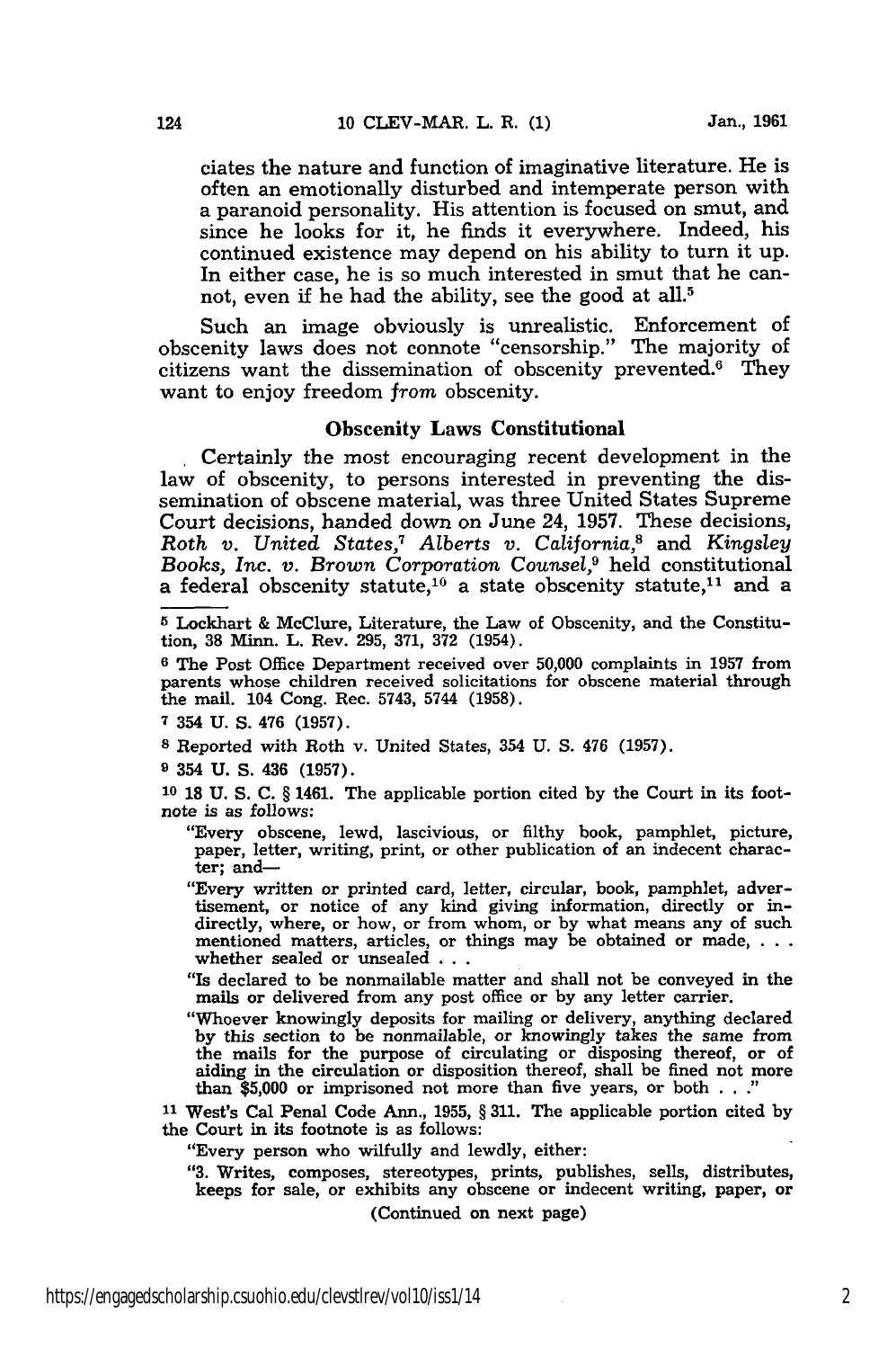ciates the nature and function of imaginative literature. He is often an emotionally disturbed and intemperate person with a paranoid personality. His attention is focused on smut, and since he looks for it, he finds it everywhere. Indeed, his continued existence may depend on his ability to turn it up. In either case, he is so much interested in smut that he cannot, even if he had the ability, see the good at all.[5]

Such an image obviously is unrealistic. Enforcement of obscenity laws does not connote "censorship." The majority of citizens want the dissemination of obscenity prevented.[6] They want to enjoy freedom *from* obscenity.

### Obscenity Laws Constitutional

Certainly the most encouraging recent development in the law of obscenity, to persons interested in preventing the dissemination of obscene material, was three United States Supreme Court decisions, handed down on June 24, 1957. These decisions, *Roth v. United States,*[7] *Alberts v. California,*[8] and *Kingsley Books, Inc. v. Brown Corporation Counsel,*[9] held constitutional a federal obscenity statute,[10] a state obscenity statute,[11] and a

---

[5] Lockhart & McClure, Literature, the Law of Obscenity, and the Constitution, 38 Minn. L. Rev. 295, 371, 372 (1954).

[6] The Post Office Department received over 50,000 complaints in 1957 from parents whose children received solicitations for obscene material through the mail. 104 Cong. Rec. 5743, 5744 (1958).

[7] 354 U. S. 476 (1957).

[8] Reported with Roth v. United States, 354 U. S. 476 (1957).

[9] 354 U. S. 436 (1957).

[10] 18 U. S. C. § 1461. The applicable portion cited by the Court in its footnote is as follows:

> "Every obscene, lewd, lascivious, or filthy book, pamphlet, picture, paper, letter, writing, print, or other publication of an indecent character; and—
>
> "Every written or printed card, letter, circular, book, pamphlet, advertisement, or notice of any kind giving information, directly or indirectly, where, or how, or from whom, or by what means any of such mentioned matters, articles, or things may be obtained or made, . . . whether sealed or unsealed . . .
>
> "Is declared to be nonmailable matter and shall not be conveyed in the mails or delivered from any post office or by any letter carrier.
>
> "Whoever knowingly deposits for mailing or delivery, anything declared by this section to be nonmailable, or knowingly takes the same from the mails for the purpose of circulating or disposing thereof, or of aiding in the circulation or disposition thereof, shall be fined not more than $5,000 or imprisoned not more than five years, or both . . ."

[11] West's Cal Penal Code Ann., 1955, § 311. The applicable portion cited by the Court in its footnote is as follows:

> "Every person who wilfully and lewdly, either:
>
> "3. Writes, composes, stereotypes, prints, publishes, sells, distributes, keeps for sale, or exhibits any obscene or indecent writing, paper, or

(Continued on next page)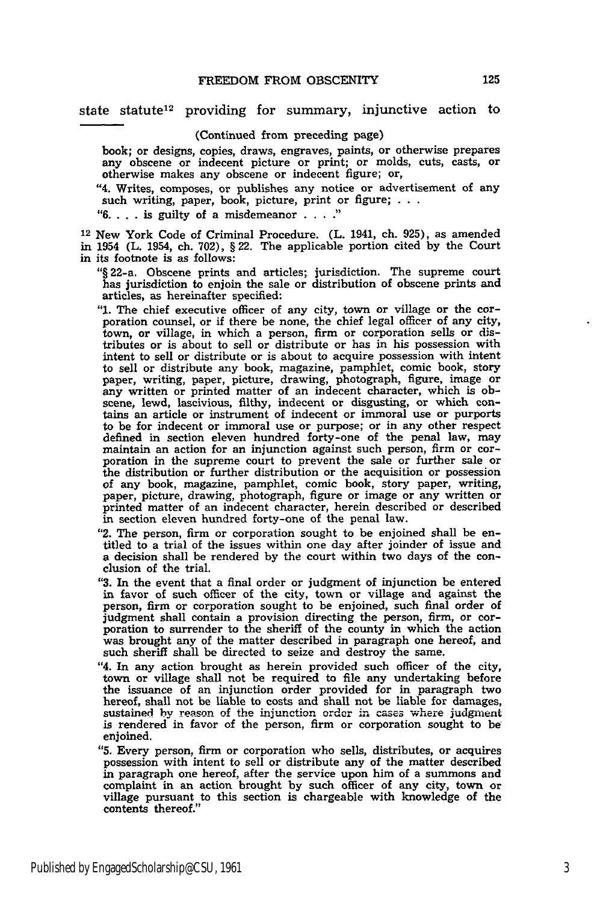state statute[12] providing for summary, injunctive action to

(Continued from preceding page)

book; or designs, copies, draws, engraves, paints, or otherwise prepares any obscene or indecent picture or print; or molds, cuts, casts, or otherwise makes any obscene or indecent figure; or,

"4. Writes, composes, or publishes any notice or advertisement of any such writing, paper, book, picture, print or figure; . . .

"6. . . . is guilty of a misdemeanor . . . ."

[12] New York Code of Criminal Procedure. (L. 1941, ch. 925), as amended in 1954 (L. 1954, ch. 702), § 22. The applicable portion cited by the Court in its footnote is as follows:

"§ 22-a. Obscene prints and articles; jurisdiction. The supreme court has jurisdiction to enjoin the sale or distribution of obscene prints and articles, as hereinafter specified:

"1. The chief executive officer of any city, town or village or the corporation counsel, or if there be none, the chief legal officer of any city, town, or village, in which a person, firm or corporation sells or distributes or is about to sell or distribute or has in his possession with intent to sell or distribute or is about to acquire possession with intent to sell or distribute any book, magazine, pamphlet, comic book, story paper, writing, paper, picture, drawing, photograph, figure, image or any written or printed matter of an indecent character, which is obscene, lewd, lascivious, filthy, indecent or disgusting, or which contains an article or instrument of indecent or immoral use or purports to be for indecent or immoral use or purpose; or in any other respect defined in section eleven hundred forty-one of the penal law, may maintain an action for an injunction against such person, firm or corporation in the supreme court to prevent the sale or further sale or the distribution or further distribution or the acquisition or possession of any book, magazine, pamphlet, comic book, story paper, writing, paper, picture, drawing, photograph, figure or image or any written or printed matter of an indecent character, herein described or described in section eleven hundred forty-one of the penal law.

"2. The person, firm or corporation sought to be enjoined shall be entitled to a trial of the issues within one day after joinder of issue and a decision shall be rendered by the court within two days of the conclusion of the trial.

"3. In the event that a final order or judgment of injunction be entered in favor of such officer of the city, town or village and against the person, firm or corporation sought to be enjoined, such final order of judgment shall contain a provision directing the person, firm, or corporation to surrender to the sheriff of the county in which the action was brought any of the matter described in paragraph one hereof, and such sheriff shall be directed to seize and destroy the same.

"4. In any action brought as herein provided such officer of the city, town or village shall not be required to file any undertaking before the issuance of an injunction order provided for in paragraph two hereof, shall not be liable to costs and shall not be liable for damages, sustained by reason of the injunction order in cases where judgment is rendered in favor of the person, firm or corporation sought to be enjoined.

"5. Every person, firm or corporation who sells, distributes, or acquires possession with intent to sell or distribute any of the matter described in paragraph one hereof, after the service upon him of a summons and complaint in an action brought by such officer of any city, town or village pursuant to this section is chargeable with knowledge of the contents thereof."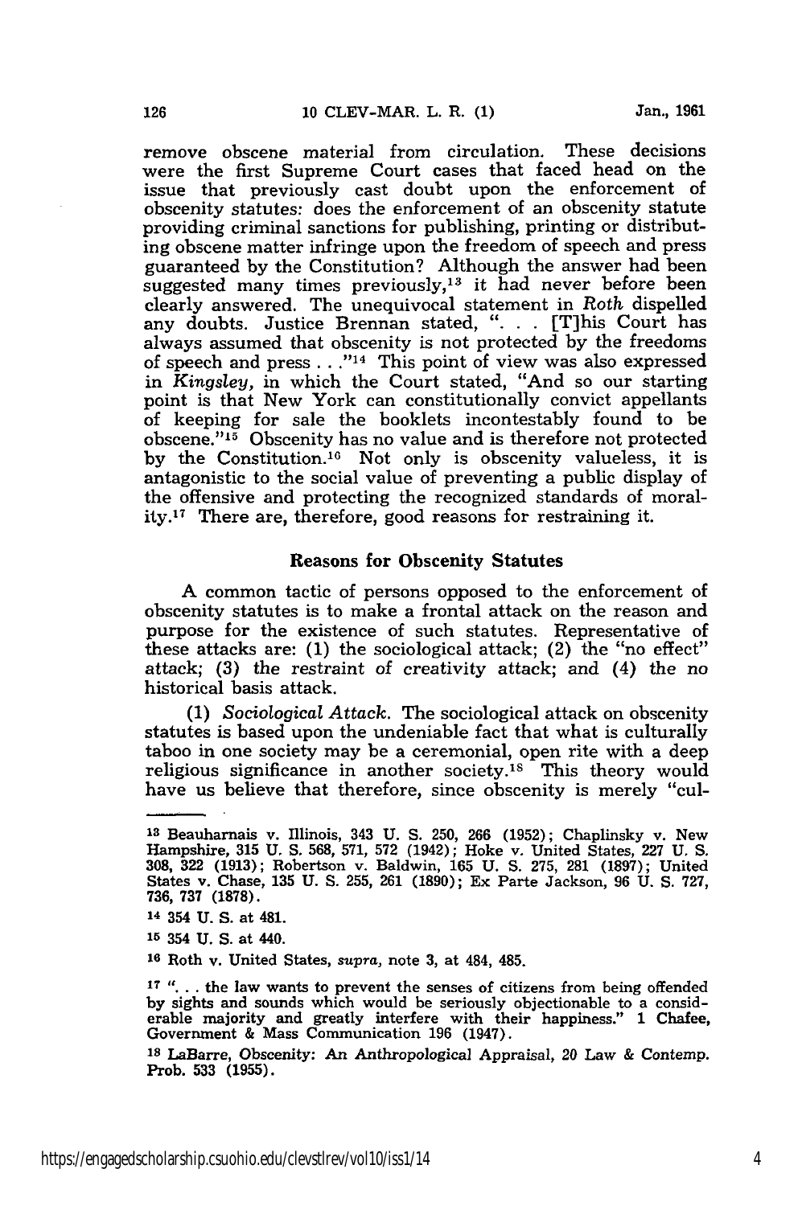remove obscene material from circulation. These decisions were the first Supreme Court cases that faced head on the issue that previously cast doubt upon the enforcement of obscenity statutes: does the enforcement of an obscenity statute providing criminal sanctions for publishing, printing or distributing obscene matter infringe upon the freedom of speech and press guaranteed by the Constitution? Although the answer had been suggested many times previously,[13] it had never before been clearly answered. The unequivocal statement in *Roth* dispelled any doubts. Justice Brennan stated, ". . . [T]his Court has always assumed that obscenity is not protected by the freedoms of speech and press . . ."[14] This point of view was also expressed in *Kingsley,* in which the Court stated, "And so our starting point is that New York can constitutionally convict appellants of keeping for sale the booklets incontestably found to be obscene."[15] Obscenity has no value and is therefore not protected by the Constitution.[16] Not only is obscenity valueless, it is antagonistic to the social value of preventing a public display of the offensive and protecting the recognized standards of morality.[17] There are, therefore, good reasons for restraining it.

## Reasons for Obscenity Statutes

A common tactic of persons opposed to the enforcement of obscenity statutes is to make a frontal attack on the reason and purpose for the existence of such statutes. Representative of these attacks are: (1) the sociological attack; (2) the "no effect" attack; (3) the restraint of creativity attack; and (4) the no historical basis attack.

(1) *Sociological Attack.* The sociological attack on obscenity statutes is based upon the undeniable fact that what is culturally taboo in one society may be a ceremonial, open rite with a deep religious significance in another society.[18] This theory would have us believe that therefore, since obscenity is merely "cul-

---

[13] Beauharnais v. Illinois, 343 U. S. 250, 266 (1952); Chaplinsky v. New Hampshire, 315 U. S. 568, 571, 572 (1942); Hoke v. United States, 227 U. S. 308, 322 (1913); Robertson v. Baldwin, 165 U. S. 275, 281 (1897); United States v. Chase, 135 U. S. 255, 261 (1890); Ex Parte Jackson, 96 U. S. 727, 736, 737 (1878).

[14] 354 U. S. at 481.

[15] 354 U. S. at 440.

[16] Roth v. United States, *supra,* note 3, at 484, 485.

[17] ". . . the law wants to prevent the senses of citizens from being offended by sights and sounds which would be seriously objectionable to a considerable majority and greatly interfere with their happiness." 1 Chafee, Government & Mass Communication 196 (1947).

[18] LaBarre, Obscenity: An Anthropological Appraisal, 20 Law & Contemp. Prob. 533 (1955).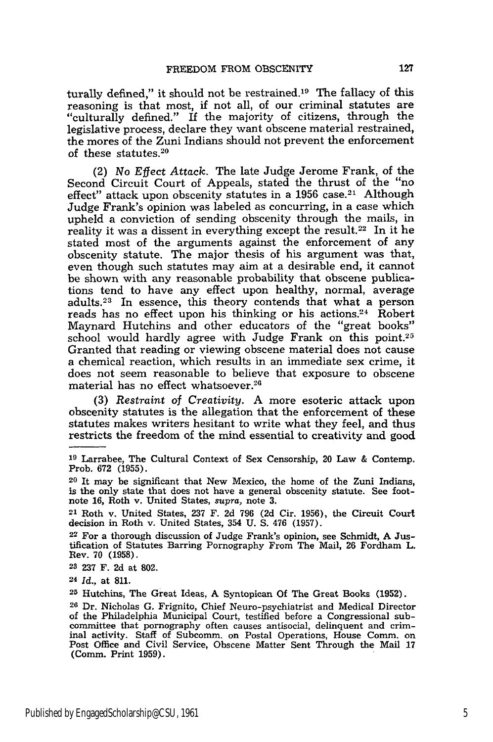turally defined," it should not be restrained.[19] The fallacy of this reasoning is that most, if not all, of our criminal statutes are "culturally defined." If the majority of citizens, through the legislative process, declare they want obscene material restrained, the mores of the Zuni Indians should not prevent the enforcement of these statutes.[20]

(2) *No Effect Attack.* The late Judge Jerome Frank, of the Second Circuit Court of Appeals, stated the thrust of the "no effect" attack upon obscenity statutes in a 1956 case.[21] Although Judge Frank's opinion was labeled as concurring, in a case which upheld a conviction of sending obscenity through the mails, in reality it was a dissent in everything except the result.[22] In it he stated most of the arguments against the enforcement of any obscenity statute. The major thesis of his argument was that, even though such statutes may aim at a desirable end, it cannot be shown with any reasonable probability that obscene publications tend to have any effect upon healthy, normal, average adults.[23] In essence, this theory contends that what a person reads has no effect upon his thinking or his actions.[24] Robert Maynard Hutchins and other educators of the "great books" school would hardly agree with Judge Frank on this point.[25] Granted that reading or viewing obscene material does not cause a chemical reaction, which results in an immediate sex crime, it does not seem reasonable to believe that exposure to obscene material has no effect whatsoever.[26]

(3) *Restraint of Creativity.* A more esoteric attack upon obscenity statutes is the allegation that the enforcement of these statutes makes writers hesitant to write what they feel, and thus restricts the freedom of the mind essential to creativity and good

---

[19] Larrabee, The Cultural Context of Sex Censorship, 20 Law & Contemp. Prob. 672 (1955).

[20] It may be significant that New Mexico, the home of the Zuni Indians, is the only state that does not have a general obscenity statute. See footnote 16, Roth v. United States, *supra,* note 3.

[21] Roth v. United States, 237 F. 2d 796 (2d Cir. 1956), the Circuit Court decision in Roth v. United States, 354 U. S. 476 (1957).

[22] For a thorough discussion of Judge Frank's opinion, see Schmidt, A Justification of Statutes Barring Pornography From The Mail, 26 Fordham L. Rev. 70 (1958).

[23] 237 F. 2d at 802.

[24] *Id.*, at 811.

[25] Hutchins, The Great Ideas, A Syntopican Of The Great Books (1952).

[26] Dr. Nicholas G. Frignito, Chief Neuro-psychiatrist and Medical Director of the Philadelphia Municipal Court, testified before a Congressional subcommittee that pornography often causes antisocial, delinquent and criminal activity. Staff of Subcomm. on Postal Operations, House Comm. on Post Office and Civil Service, Obscene Matter Sent Through the Mail 17 (Comm. Print 1959).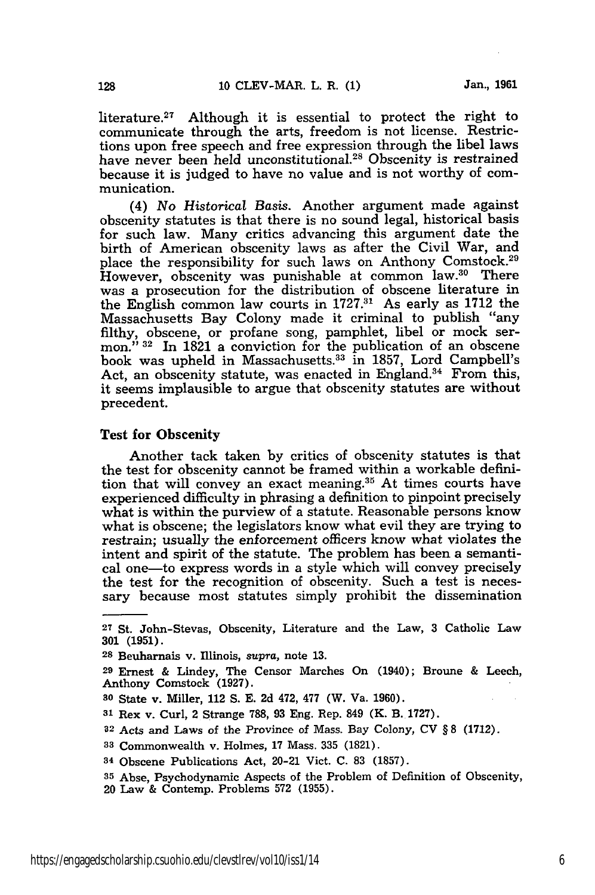literature.[27] Although it is essential to protect the right to communicate through the arts, freedom is not license. Restrictions upon free speech and free expression through the libel laws have never been held unconstitutional.[28] Obscenity is restrained because it is judged to have no value and is not worthy of communication.

(4) *No Historical Basis.* Another argument made against obscenity statutes is that there is no sound legal, historical basis for such law. Many critics advancing this argument date the birth of American obscenity laws as after the Civil War, and place the responsibility for such laws on Anthony Comstock.[29] However, obscenity was punishable at common law.[30] There was a prosecution for the distribution of obscene literature in the English common law courts in 1727.[31] As early as 1712 the Massachusetts Bay Colony made it criminal to publish "any filthy, obscene, or profane song, pamphlet, libel or mock sermon." [32] In 1821 a conviction for the publication of an obscene book was upheld in Massachusetts.[33] in 1857, Lord Campbell's Act, an obscenity statute, was enacted in England.[34] From this, it seems implausible to argue that obscenity statutes are without precedent.

## Test for Obscenity

Another tack taken by critics of obscenity statutes is that the test for obscenity cannot be framed within a workable definition that will convey an exact meaning.[35] At times courts have experienced difficulty in phrasing a definition to pinpoint precisely what is within the purview of a statute. Reasonable persons know what is obscene; the legislators know what evil they are trying to restrain; usually the enforcement officers know what violates the intent and spirit of the statute. The problem has been a semantical one—to express words in a style which will convey precisely the test for the recognition of obscenity. Such a test is necessary because most statutes simply prohibit the dissemination

---

[27] St. John-Stevas, Obscenity, Literature and the Law, 3 Catholic Law 301 (1951).

[28] Beuharnais v. Illinois, *supra*, note 13.

[29] Ernest & Lindey, The Censor Marches On (1940); Broune & Leech, Anthony Comstock (1927).

[30] State v. Miller, 112 S. E. 2d 472, 477 (W. Va. 1960).

[31] Rex v. Curl, 2 Strange 788, 93 Eng. Rep. 849 (K. B. 1727).

[32] Acts and Laws of the Province of Mass. Bay Colony, CV § 8 (1712).

[33] Commonwealth v. Holmes, 17 Mass. 335 (1821).

[34] Obscene Publications Act, 20-21 Vict. C. 83 (1857).

[35] Abse, Psychodynamic Aspects of the Problem of Definition of Obscenity, 20 Law & Contemp. Problems 572 (1955).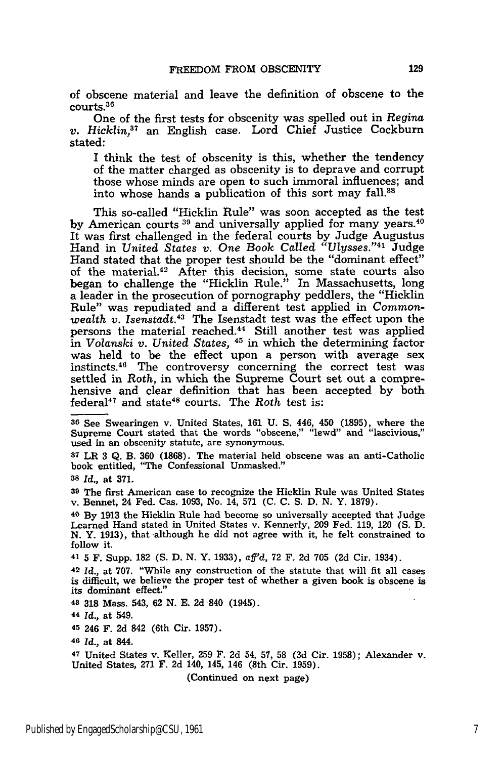of obscene material and leave the definition of obscene to the courts.[36]

One of the first tests for obscenity was spelled out in *Regina v. Hicklin*,[37] an English case. Lord Chief Justice Cockburn stated:

> I think the test of obscenity is this, whether the tendency of the matter charged as obscenity is to deprave and corrupt those whose minds are open to such immoral influences; and into whose hands a publication of this sort may fall.[38]

This so-called "Hicklin Rule" was soon accepted as the test by American courts [39] and universally applied for many years.[40] It was first challenged in the federal courts by Judge Augustus Hand in *United States v. One Book Called "Ulysses."*[41] Judge Hand stated that the proper test should be the "dominant effect" of the material.[42] After this decision, some state courts also began to challenge the "Hicklin Rule." In Massachusetts, long a leader in the prosecution of pornography peddlers, the "Hicklin Rule" was repudiated and a different test applied in *Commonwealth v. Isenstadt.*[43] The Isenstadt test was the effect upon the persons the material reached.[44] Still another test was applied in *Volanski v. United States,* [45] in which the determining factor was held to be the effect upon a person with average sex instincts.[46] The controversy concerning the correct test was settled in *Roth,* in which the Supreme Court set out a comprehensive and clear definition that has been accepted by both federal[47] and state[48] courts. The *Roth* test is:

---

36 See Swearingen v. United States, 161 U. S. 446, 450 (1895), where the Supreme Court stated that the words "obscene," "lewd" and "lascivious," used in an obscenity statute, are synonymous.

37 LR 3 Q. B. 360 (1868). The material held obscene was an anti-Catholic book entitled, "The Confessional Unmasked."

38 *Id.*, at 371.

39 The first American case to recognize the Hicklin Rule was United States v. Bennet, 24 Fed. Cas. 1093, No. 14, 571 (C. C. S. D. N. Y. 1879).

40 By 1913 the Hicklin Rule had become so universally accepted that Judge Learned Hand stated in United States v. Kennerly, 209 Fed. 119, 120 (S. D. N. Y. 1913), that although he did not agree with it, he felt constrained to follow it.

41 5 F. Supp. 182 (S. D. N. Y. 1933), *aff'd*, 72 F. 2d 705 (2d Cir. 1934).

42 *Id.*, at 707. "While any construction of the statute that will fit all cases is difficult, we believe the proper test of whether a given book is obscene is its dominant effect."

43 318 Mass. 543, 62 N. E. 2d 840 (1945).

44 *Id.*, at 549.

45 246 F. 2d 842 (6th Cir. 1957).

46 *Id.*, at 844.

47 United States v. Keller, 259 F. 2d 54, 57, 58 (3d Cir. 1958); Alexander v. United States, 271 F. 2d 140, 145, 146 (8th Cir. 1959).

(Continued on next page)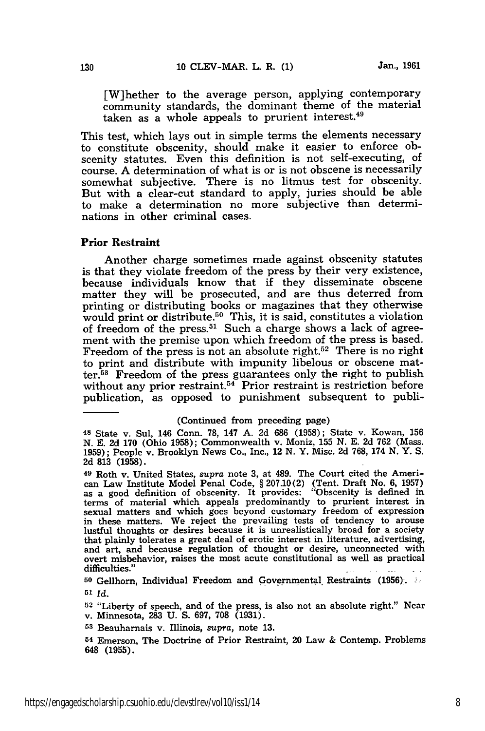[W]hether to the average person, applying contemporary community standards, the dominant theme of the material taken as a whole appeals to prurient interest.[49]

This test, which lays out in simple terms the elements necessary to constitute obscenity, should make it easier to enforce obscenity statutes. Even this definition is not self-executing, of course. A determination of what is or is not obscene is necessarily somewhat subjective. There is no litmus test for obscenity. But with a clear-cut standard to apply, juries should be able to make a determination no more subjective than determinations in other criminal cases.

### Prior Restraint

Another charge sometimes made against obscenity statutes is that they violate freedom of the press by their very existence, because individuals know that if they disseminate obscene matter they will be prosecuted, and are thus deterred from printing or distributing books or magazines that they otherwise would print or distribute.[50] This, it is said, constitutes a violation of freedom of the press.[51] Such a charge shows a lack of agreement with the premise upon which freedom of the press is based. Freedom of the press is not an absolute right.[52] There is no right to print and distribute with impunity libelous or obscene matter.[53] Freedom of the press guarantees only the right to publish without any prior restraint.[54] Prior restraint is restriction before publication, as opposed to punishment subsequent to publi-

---

(Continued from preceding page)

[48] State v. Sul, 146 Conn. 78, 147 A. 2d 686 (1958); State v. Kowan, 156 N. E. 2d 170 (Ohio 1958); Commonwealth v. Moniz, 155 N. E. 2d 762 (Mass. 1959); People v. Brooklyn News Co., Inc., 12 N. Y. Misc. 2d 768, 174 N. Y. S. 2d 813 (1958).

[49] Roth v. United States, *supra* note 3, at 489. The Court cited the American Law Institute Model Penal Code, § 207.10(2) (Tent. Draft No. 6, 1957) as a good definition of obscenity. It provides: "Obscenity is defined in terms of material which appeals predominantly to prurient interest in sexual matters and which goes beyond customary freedom of expression in these matters. We reject the prevailing tests of tendency to arouse lustful thoughts or desires because it is unrealistically broad for a society that plainly tolerates a great deal of erotic interest in literature, advertising, and art, and because regulation of thought or desire, unconnected with overt misbehavior, raises the most acute constitutional as well as practical difficulties."

[50] Gellhorn, Individual Freedom and Governmental Restraints (1956).

[51] *Id.*

[52] "Liberty of speech, and of the press, is also not an absolute right." Near v. Minnesota, 283 U. S. 697, 708 (1931).

[53] Beauharnais v. Illinois, *supra*, note 13.

[54] Emerson, The Doctrine of Prior Restraint, 20 Law & Contemp. Problems 648 (1955).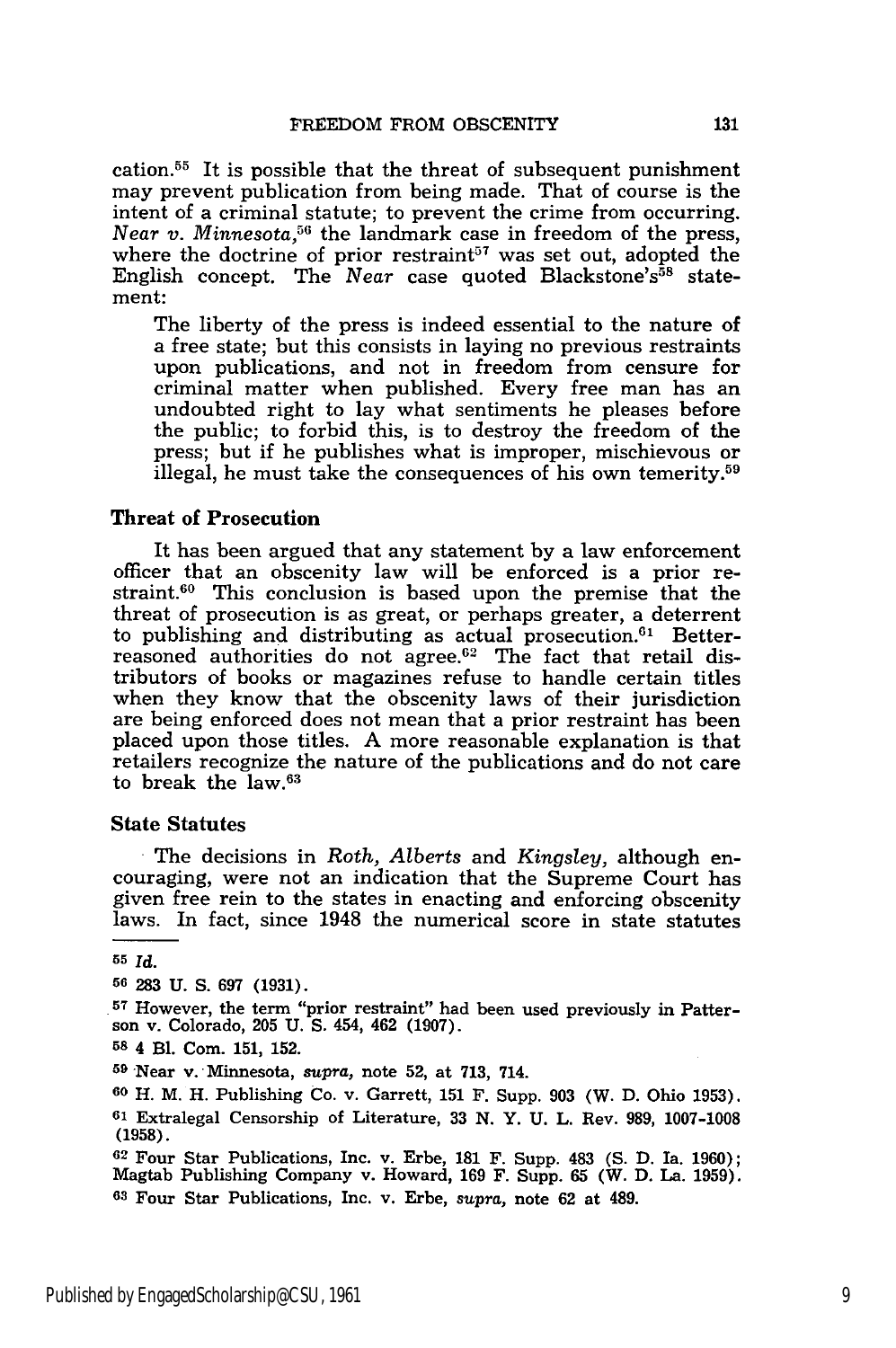cation.[55] It is possible that the threat of subsequent punishment may prevent publication from being made. That of course is the intent of a criminal statute; to prevent the crime from occurring. *Near v. Minnesota*,[56] the landmark case in freedom of the press, where the doctrine of prior restraint[57] was set out, adopted the English concept. The *Near* case quoted Blackstone's[58] statement:

> The liberty of the press is indeed essential to the nature of a free state; but this consists in laying no previous restraints upon publications, and not in freedom from censure for criminal matter when published. Every free man has an undoubted right to lay what sentiments he pleases before the public; to forbid this, is to destroy the freedom of the press; but if he publishes what is improper, mischievous or illegal, he must take the consequences of his own temerity.[59]

### Threat of Prosecution

It has been argued that any statement by a law enforcement officer that an obscenity law will be enforced is a prior restraint.[60] This conclusion is based upon the premise that the threat of prosecution is as great, or perhaps greater, a deterrent to publishing and distributing as actual prosecution.[61] Better-reasoned authorities do not agree.[62] The fact that retail distributors of books or magazines refuse to handle certain titles when they know that the obscenity laws of their jurisdiction are being enforced does not mean that a prior restraint has been placed upon those titles. A more reasonable explanation is that retailers recognize the nature of the publications and do not care to break the law.[63]

### State Statutes

The decisions in *Roth, Alberts* and *Kingsley*, although encouraging, were not an indication that the Supreme Court has given free rein to the states in enacting and enforcing obscenity laws. In fact, since 1948 the numerical score in state statutes

---

[55] *Id.*

[56] 283 U. S. 697 (1931).

[57] However, the term "prior restraint" had been used previously in Patterson v. Colorado, 205 U. S. 454, 462 (1907).

[58] 4 Bl. Com. 151, 152.

[59] Near v. Minnesota, *supra*, note 52, at 713, 714.

[60] H. M. H. Publishing Co. v. Garrett, 151 F. Supp. 903 (W. D. Ohio 1953).

[61] Extralegal Censorship of Literature, 33 N. Y. U. L. Rev. 989, 1007-1008 (1958).

[62] Four Star Publications, Inc. v. Erbe, 181 F. Supp. 483 (S. D. Ia. 1960); Magtab Publishing Company v. Howard, 169 F. Supp. 65 (W. D. La. 1959).

[63] Four Star Publications, Inc. v. Erbe, *supra*, note 62 at 489.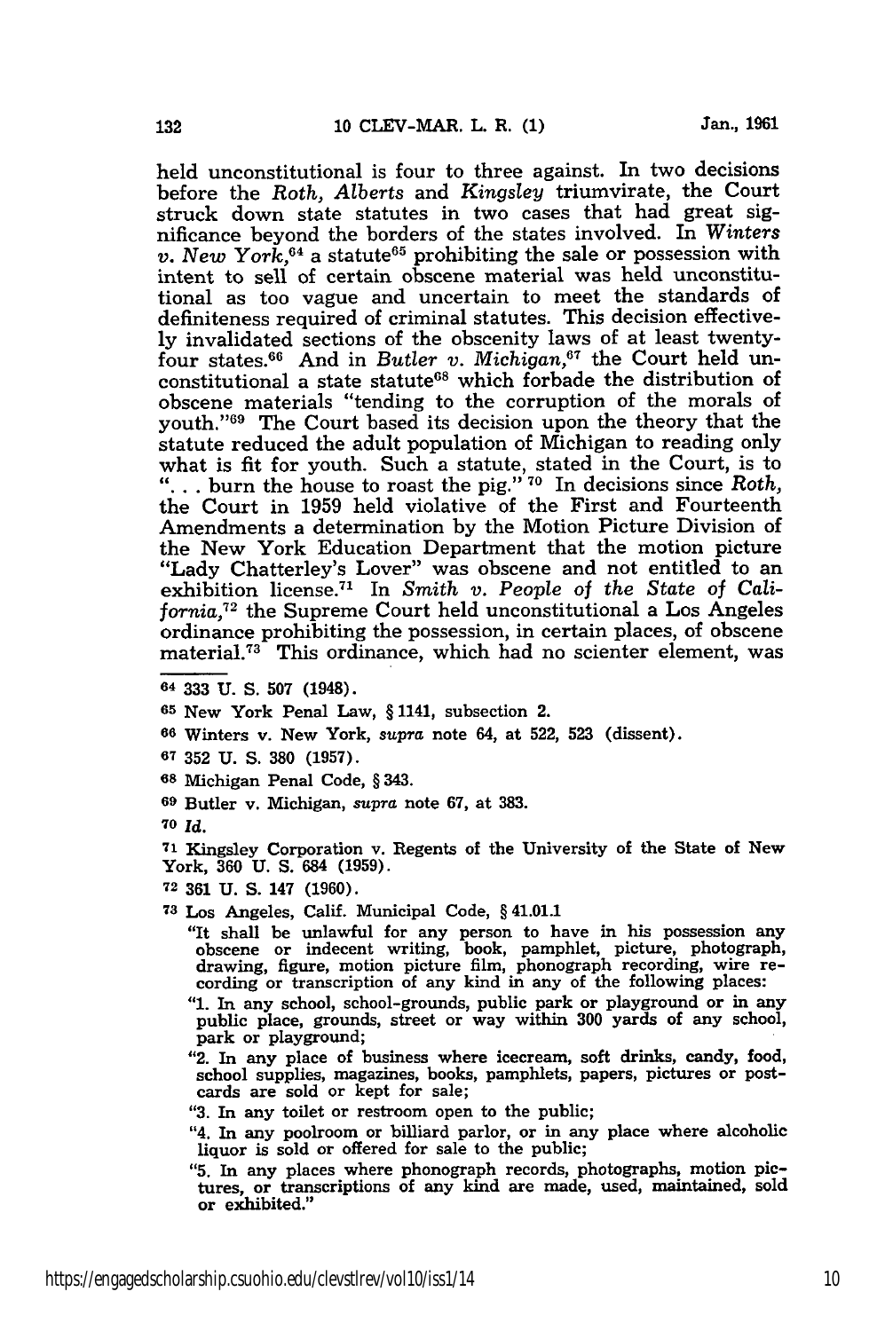held unconstitutional is four to three against. In two decisions before the *Roth, Alberts* and *Kingsley* triumvirate, the Court struck down state statutes in two cases that had great significance beyond the borders of the states involved. In *Winters v. New York*,[64] a statute[65] prohibiting the sale or possession with intent to sell of certain obscene material was held unconstitutional as too vague and uncertain to meet the standards of definiteness required of criminal statutes. This decision effectively invalidated sections of the obscenity laws of at least twenty-four states.[66] And in *Butler v. Michigan*,[67] the Court held unconstitutional a state statute[68] which forbade the distribution of obscene materials "tending to the corruption of the morals of youth."[69] The Court based its decision upon the theory that the statute reduced the adult population of Michigan to reading only what is fit for youth. Such a statute, stated in the Court, is to ". . . burn the house to roast the pig."[70] In decisions since *Roth*, the Court in 1959 held violative of the First and Fourteenth Amendments a determination by the Motion Picture Division of the New York Education Department that the motion picture "Lady Chatterley's Lover" was obscene and not entitled to an exhibition license.[71] In *Smith v. People of the State of California*,[72] the Supreme Court held unconstitutional a Los Angeles ordinance prohibiting the possession, in certain places, of obscene material.[73] This ordinance, which had no scienter element, was

---

[64] 333 U. S. 507 (1948).

[65] New York Penal Law, § 1141, subsection 2.

[66] Winters v. New York, *supra* note 64, at 522, 523 (dissent).

[67] 352 U. S. 380 (1957).

[68] Michigan Penal Code, § 343.

[69] Butler v. Michigan, *supra* note 67, at 383.

[70] *Id.*

[71] Kingsley Corporation v. Regents of the University of the State of New York, 360 U. S. 684 (1959).

[72] 361 U. S. 147 (1960).

[73] Los Angeles, Calif. Municipal Code, § 41.01.1

"It shall be unlawful for any person to have in his possession any obscene or indecent writing, book, pamphlet, picture, photograph, drawing, figure, motion picture film, phonograph recording, wire recording or transcription of any kind in any of the following places:

"1. In any school, school-grounds, public park or playground or in any public place, grounds, street or way within 300 yards of any school, park or playground;

"2. In any place of business where icecream, soft drinks, candy, food, school supplies, magazines, books, pamphlets, papers, pictures or postcards are sold or kept for sale;

"3. In any toilet or restroom open to the public;

"4. In any poolroom or billiard parlor, or in any place where alcoholic liquor is sold or offered for sale to the public;

"5. In any places where phonograph records, photographs, motion pictures, or transcriptions of any kind are made, used, maintained, sold or exhibited."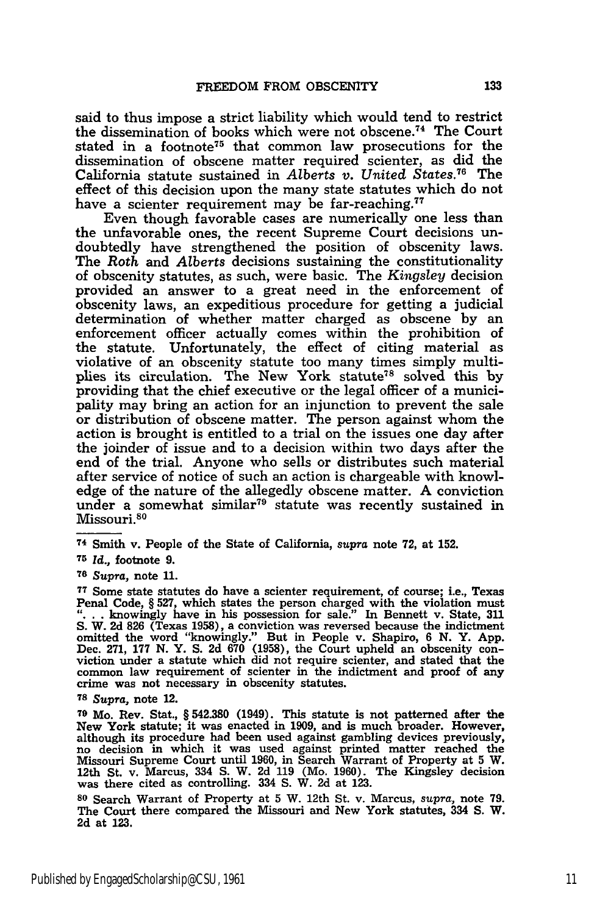said to thus impose a strict liability which would tend to restrict the dissemination of books which were not obscene.[74] The Court stated in a footnote[75] that common law prosecutions for the dissemination of obscene matter required scienter, as did the California statute sustained in *Alberts v. United States*.[76] The effect of this decision upon the many state statutes which do not have a scienter requirement may be far-reaching.[77]

Even though favorable cases are numerically one less than the unfavorable ones, the recent Supreme Court decisions undoubtedly have strengthened the position of obscenity laws. The *Roth* and *Alberts* decisions sustaining the constitutionality of obscenity statutes, as such, were basic. The *Kingsley* decision provided an answer to a great need in the enforcement of obscenity laws, an expeditious procedure for getting a judicial determination of whether matter charged as obscene by an enforcement officer actually comes within the prohibition of the statute. Unfortunately, the effect of citing material as violative of an obscenity statute too many times simply multiplies its circulation. The New York statute[78] solved this by providing that the chief executive or the legal officer of a municipality may bring an action for an injunction to prevent the sale or distribution of obscene matter. The person against whom the action is brought is entitled to a trial on the issues one day after the joinder of issue and to a decision within two days after the end of the trial. Anyone who sells or distributes such material after service of notice of such an action is chargeable with knowledge of the nature of the allegedly obscene matter. A conviction under a somewhat similar[79] statute was recently sustained in Missouri.[80]

---

[74] Smith v. People of the State of California, *supra* note 72, at 152.

[75] *Id.*, footnote 9.

[76] *Supra*, note 11.

[77] Some state statutes do have a scienter requirement, of course; i.e., Texas Penal Code, § 527, which states the person charged with the violation must ". . . knowingly have in his possession for sale." In Bennett v. State, 311 S. W. 2d 826 (Texas 1958), a conviction was reversed because the indictment omitted the word "knowingly." But in People v. Shapiro, 6 N. Y. App. Dec. 271, 177 N. Y. S. 2d 670 (1958), the Court upheld an obscenity conviction under a statute which did not require scienter, and stated that the common law requirement of scienter in the indictment and proof of any crime was not necessary in obscenity statutes.

[78] *Supra*, note 12.

[79] Mo. Rev. Stat., § 542.380 (1949). This statute is not patterned after the New York statute; it was enacted in 1909, and is much broader. However, although its procedure had been used against gambling devices previously, no decision in which it was used against printed matter reached the Missouri Supreme Court until 1960, in Search Warrant of Property at 5 W. 12th St. v. Marcus, 334 S. W. 2d 119 (Mo. 1960). The Kingsley decision was there cited as controlling. 334 S. W. 2d at 123.

[80] Search Warrant of Property at 5 W. 12th St. v. Marcus, *supra*, note 79. The Court there compared the Missouri and New York statutes, 334 S. W. 2d at 123.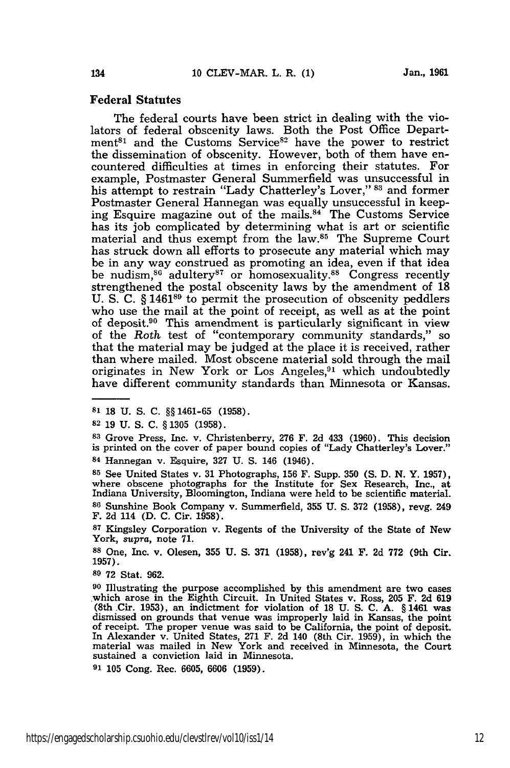### Federal Statutes

The federal courts have been strict in dealing with the violators of federal obscenity laws. Both the Post Office Department[81] and the Customs Service[82] have the power to restrict the dissemination of obscenity. However, both of them have encountered difficulties at times in enforcing their statutes. For example, Postmaster General Summerfield was unsuccessful in his attempt to restrain "Lady Chatterley's Lover,"[83] and former Postmaster General Hannegan was equally unsuccessful in keeping Esquire magazine out of the mails.[84] The Customs Service has its job complicated by determining what is art or scientific material and thus exempt from the law.[85] The Supreme Court has struck down all efforts to prosecute any material which may be in any way construed as promoting an idea, even if that idea be nudism,[86] adultery[87] or homosexuality.[88] Congress recently strengthened the postal obscenity laws by the amendment of 18 U. S. C. § 1461[89] to permit the prosecution of obscenity peddlers who use the mail at the point of receipt, as well as at the point of deposit.[90] This amendment is particularly significant in view of the *Roth* test of "contemporary community standards," so that the material may be judged at the place it is received, rather than where mailed. Most obscene material sold through the mail originates in New York or Los Angeles,[91] which undoubtedly have different community standards than Minnesota or Kansas.

---

[81] 18 U. S. C. §§ 1461-65 (1958).

[82] 19 U. S. C. § 1305 (1958).

[83] Grove Press, Inc. v. Christenberry, 276 F. 2d 433 (1960). This decision is printed on the cover of paper bound copies of "Lady Chatterley's Lover."

[84] Hannegan v. Esquire, 327 U. S. 146 (1946).

[85] See United States v. 31 Photographs, 156 F. Supp. 350 (S. D. N. Y. 1957), where obscene photographs for the Institute for Sex Research, Inc., at Indiana University, Bloomington, Indiana were held to be scientific material.

[86] Sunshine Book Company v. Summerfield, 355 U. S. 372 (1958), revg. 249 F. 2d 114 (D. C. Cir. 1958).

[87] Kingsley Corporation v. Regents of the University of the State of New York, *supra*, note 71.

[88] One, Inc. v. Olesen, 355 U. S. 371 (1958), rev'g 241 F. 2d 772 (9th Cir. 1957).

[89] 72 Stat. 962.

[90] Illustrating the purpose accomplished by this amendment are two cases which arose in the Eighth Circuit. In United States v. Ross, 205 F. 2d 619 (8th Cir. 1953), an indictment for violation of 18 U. S. C. A. § 1461 was dismissed on grounds that venue was improperly laid in Kansas, the point of receipt. The proper venue was said to be California, the point of deposit. In Alexander v. United States, 271 F. 2d 140 (8th Cir. 1959), in which the material was mailed in New York and received in Minnesota, the Court sustained a conviction laid in Minnesota.

[91] 105 Cong. Rec. 6605, 6606 (1959).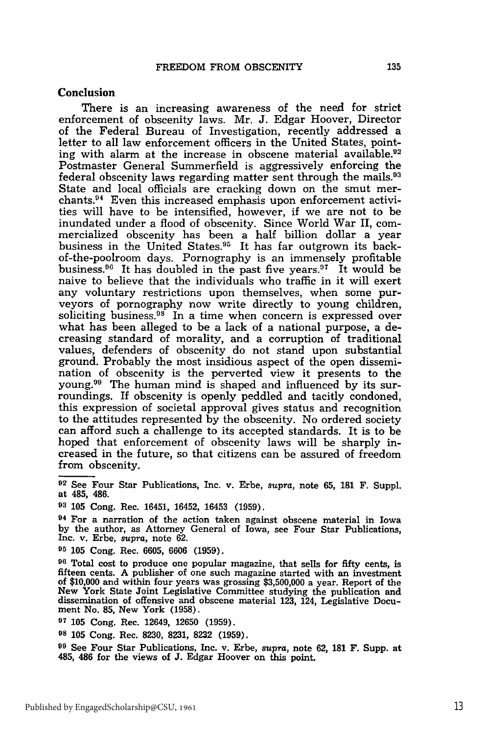## Conclusion

There is an increasing awareness of the need for strict enforcement of obscenity laws. Mr. J. Edgar Hoover, Director of the Federal Bureau of Investigation, recently addressed a letter to all law enforcement officers in the United States, pointing with alarm at the increase in obscene material available.[92] Postmaster General Summerfield is aggressively enforcing the federal obscenity laws regarding matter sent through the mails.[93] State and local officials are cracking down on the smut merchants.[94] Even this increased emphasis upon enforcement activities will have to be intensified, however, if we are not to be inundated under a flood of obscenity. Since World War II, commercialized obscenity has been a half billion dollar a year business in the United States.[95] It has far outgrown its back-of-the-poolroom days. Pornography is an immensely profitable business.[96] It has doubled in the past five years.[97] It would be naive to believe that the individuals who traffic in it will exert any voluntary restrictions upon themselves, when some purveyors of pornography now write directly to young children, soliciting business.[98] In a time when concern is expressed over what has been alleged to be a lack of a national purpose, a decreasing standard of morality, and a corruption of traditional values, defenders of obscenity do not stand upon substantial ground. Probably the most insidious aspect of the open dissemination of obscenity is the perverted view it presents to the young.[99] The human mind is shaped and influenced by its surroundings. If obscenity is openly peddled and tacitly condoned, this expression of societal approval gives status and recognition to the attitudes represented by the obscenity. No ordered society can afford such a challenge to its accepted standards. It is to be hoped that enforcement of obscenity laws will be sharply increased in the future, so that citizens can be assured of freedom from obscenity.

---

[92] See Four Star Publications, Inc. v. Erbe, *supra*, note 65, 181 F. Suppl. at 485, 486.

[93] 105 Cong. Rec. 16451, 16452, 16453 (1959).

[94] For a narration of the action taken against obscene material in Iowa by the author, as Attorney General of Iowa, see Four Star Publications, Inc. v. Erbe, *supra*, note 62.

[95] 105 Cong. Rec. 6605, 6606 (1959).

[96] Total cost to produce one popular magazine, that sells for fifty cents, is fifteen cents. A publisher of one such magazine started with an investment of $10,000 and within four years was grossing $3,500,000 a year. Report of the New York State Joint Legislative Committee studying the publication and dissemination of offensive and obscene material 123, 124, Legislative Document No. 85, New York (1958).

[97] 105 Cong. Rec. 12649, 12650 (1959).

[98] 105 Cong. Rec. 8230, 8231, 8232 (1959).

[99] See Four Star Publications, Inc. v. Erbe, *supra*, note 62, 181 F. Supp. at 485, 486 for the views of J. Edgar Hoover on this point.